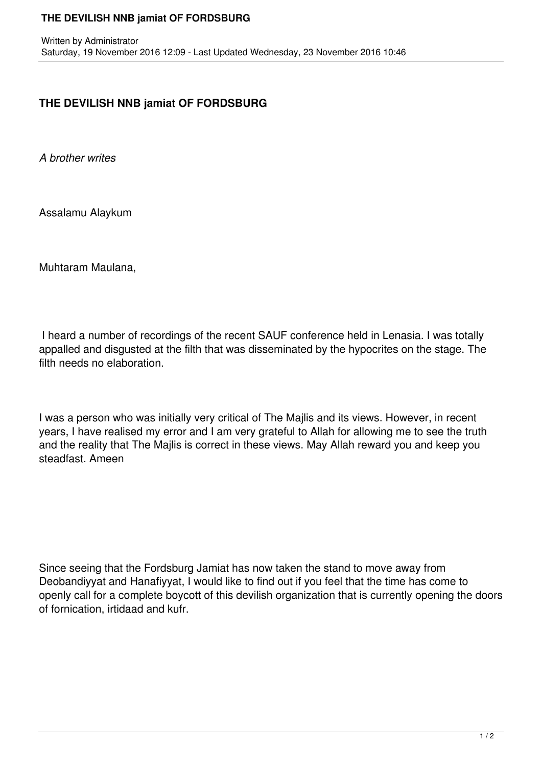**THE DEVILISH NNB jamiat OF FORDSBURG**

Written by Administrator
Saturday, 19 November 2016 12:09 - Last Updated Wednesday, 23 November 2016 10:46

## THE DEVILISH NNB jamiat OF FORDSBURG

*A brother writes*

Assalamu Alaykum

Muhtaram Maulana,

I heard a number of recordings of the recent SAUF conference held in Lenasia. I was totally appalled and disgusted at the filth that was disseminated by the hypocrites on the stage. The filth needs no elaboration.

I was a person who was initially very critical of The Majlis and its views. However, in recent years, I have realised my error and I am very grateful to Allah for allowing me to see the truth and the reality that The Majlis is correct in these views. May Allah reward you and keep you steadfast. Ameen

Since seeing that the Fordsburg Jamiat has now taken the stand to move away from Deobandiyyat and Hanafiyyat, I would like to find out if you feel that the time has come to openly call for a complete boycott of this devilish organization that is currently opening the doors of fornication, irtidaad and kufr.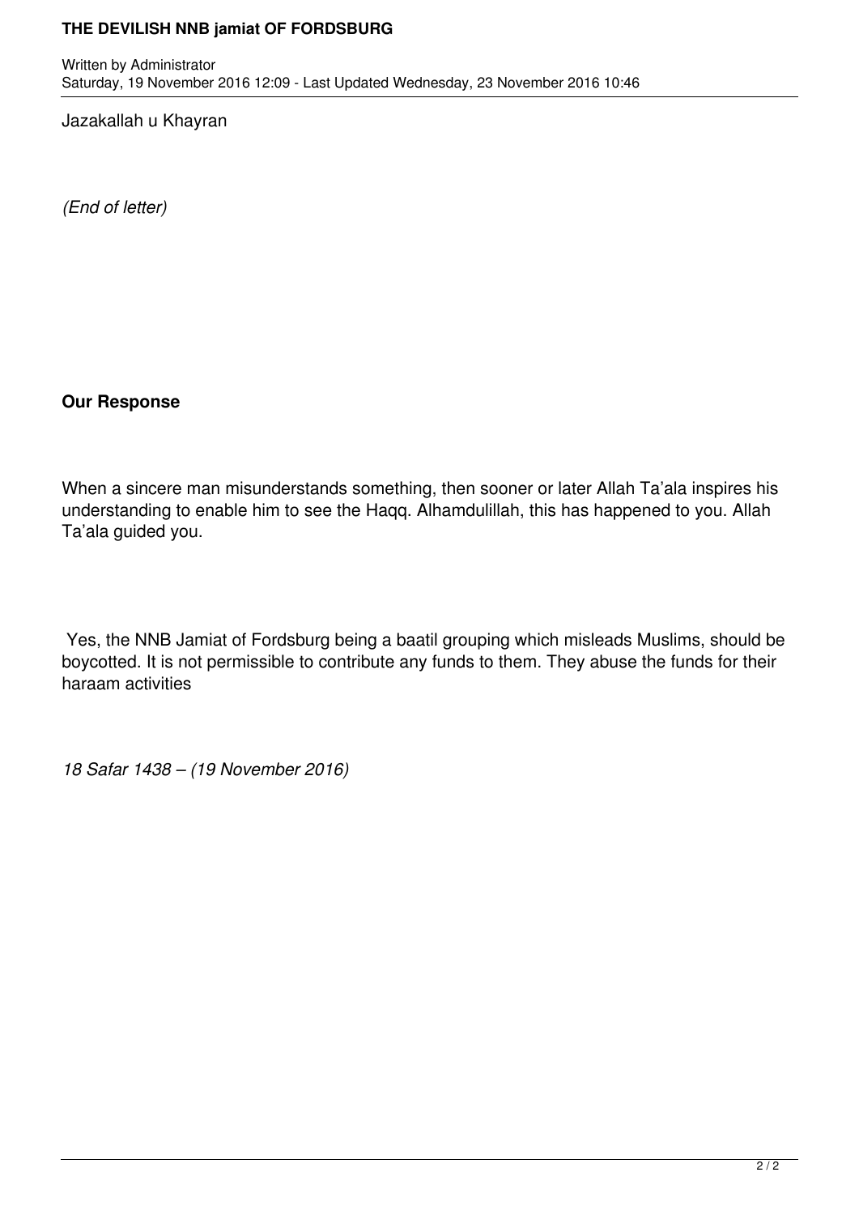Jazakallah u Khayran

*(End of letter)*

**Our Response**

When a sincere man misunderstands something, then sooner or later Allah Ta'ala inspires his understanding to enable him to see the Haqq. Alhamdulillah, this has happened to you. Allah Ta'ala guided you.

Yes, the NNB Jamiat of Fordsburg being a baatil grouping which misleads Muslims, should be boycotted. It is not permissible to contribute any funds to them. They abuse the funds for their haraam activities

*18 Safar 1438 – (19 November 2016)*